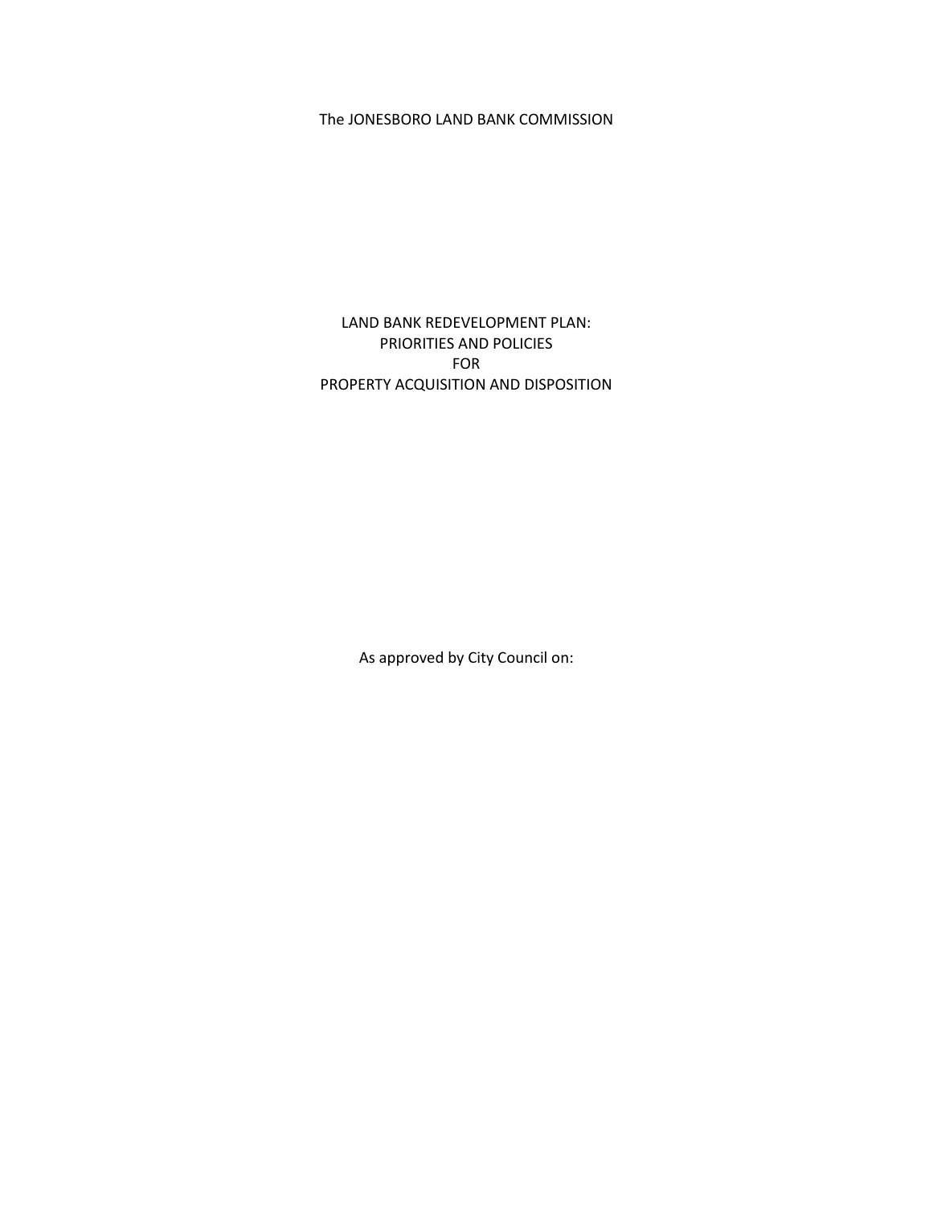The JONESBORO LAND BANK COMMISSION

# LAND BANK REDEVELOPMENT PLAN: PRIORITIES AND POLICIES FOR PROPERTY ACQUISITION AND DISPOSITION

As approved by City Council on: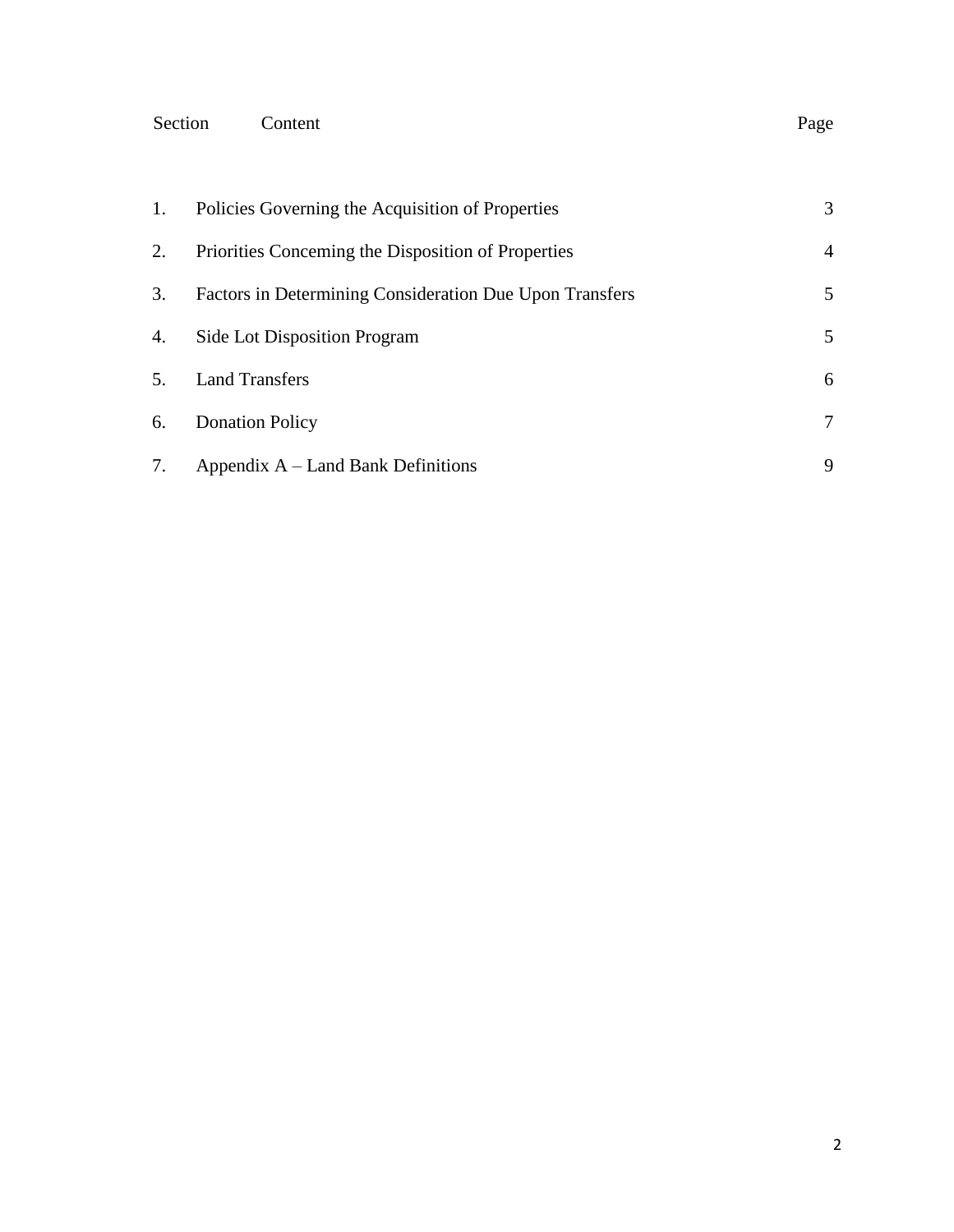| Section | Content | Page |
|---|---|---|
| 1. | Policies Governing the Acquisition of Properties | 3 |
| 2. | Priorities Conceming the Disposition of Properties | 4 |
| 3. | Factors in Determining Consideration Due Upon Transfers | 5 |
| 4. | Side Lot Disposition Program | 5 |
| 5. | Land Transfers | 6 |
| 6. | Donation Policy | 7 |
| 7. | Appendix A – Land Bank Definitions | 9 |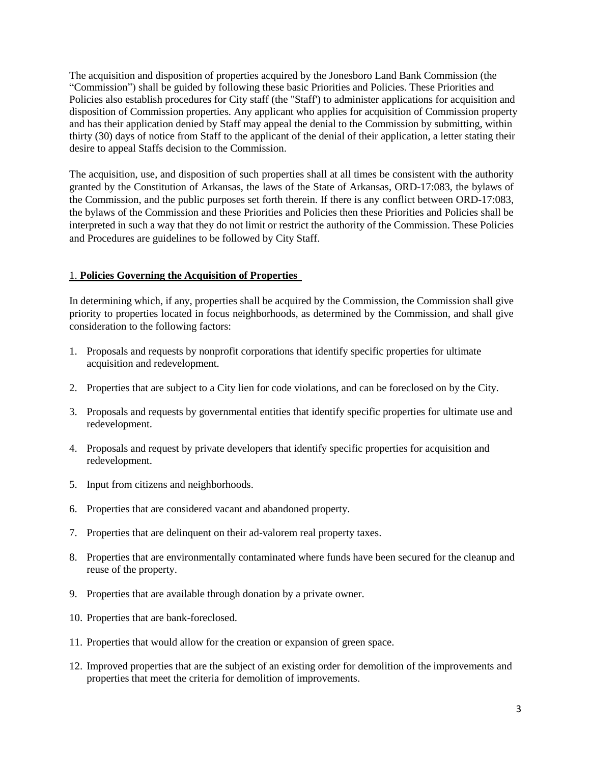The acquisition and disposition of properties acquired by the Jonesboro Land Bank Commission (the "Commission") shall be guided by following these basic Priorities and Policies. These Priorities and Policies also establish procedures for City staff (the "Staff') to administer applications for acquisition and disposition of Commission properties. Any applicant who applies for acquisition of Commission property and has their application denied by Staff may appeal the denial to the Commission by submitting, within thirty (30) days of notice from Staff to the applicant of the denial of their application, a letter stating their desire to appeal Staffs decision to the Commission.

The acquisition, use, and disposition of such properties shall at all times be consistent with the authority granted by the Constitution of Arkansas, the laws of the State of Arkansas, ORD-17:083, the bylaws of the Commission, and the public purposes set forth therein. If there is any conflict between ORD-17:083, the bylaws of the Commission and these Priorities and Policies then these Priorities and Policies shall be interpreted in such a way that they do not limit or restrict the authority of the Commission. These Policies and Procedures are guidelines to be followed by City Staff.

## 1. **Policies Governing the Acquisition of Properties**

In determining which, if any, properties shall be acquired by the Commission, the Commission shall give priority to properties located in focus neighborhoods, as determined by the Commission, and shall give consideration to the following factors:

1. Proposals and requests by nonprofit corporations that identify specific properties for ultimate acquisition and redevelopment.
2. Properties that are subject to a City lien for code violations, and can be foreclosed on by the City.
3. Proposals and requests by governmental entities that identify specific properties for ultimate use and redevelopment.
4. Proposals and request by private developers that identify specific properties for acquisition and redevelopment.
5. Input from citizens and neighborhoods.
6. Properties that are considered vacant and abandoned property.
7. Properties that are delinquent on their ad-valorem real property taxes.
8. Properties that are environmentally contaminated where funds have been secured for the cleanup and reuse of the property.
9. Properties that are available through donation by a private owner.
10. Properties that are bank-foreclosed.
11. Properties that would allow for the creation or expansion of green space.
12. Improved properties that are the subject of an existing order for demolition of the improvements and properties that meet the criteria for demolition of improvements.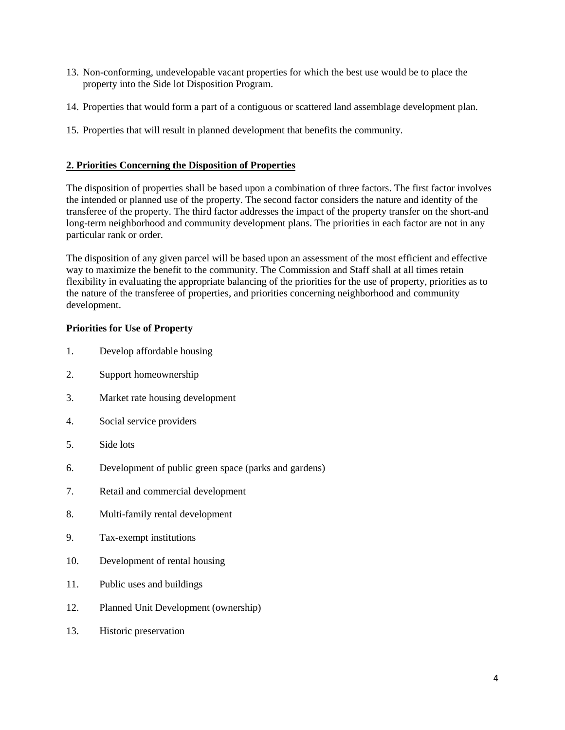13. Non-conforming, undevelopable vacant properties for which the best use would be to place the property into the Side lot Disposition Program.

14. Properties that would form a part of a contiguous or scattered land assemblage development plan.

15. Properties that will result in planned development that benefits the community.

## 2. Priorities Concerning the Disposition of Properties

The disposition of properties shall be based upon a combination of three factors. The first factor involves the intended or planned use of the property. The second factor considers the nature and identity of the transferee of the property. The third factor addresses the impact of the property transfer on the short-and long-term neighborhood and community development plans. The priorities in each factor are not in any particular rank or order.

The disposition of any given parcel will be based upon an assessment of the most efficient and effective way to maximize the benefit to the community. The Commission and Staff shall at all times retain flexibility in evaluating the appropriate balancing of the priorities for the use of property, priorities as to the nature of the transferee of properties, and priorities concerning neighborhood and community development.

**Priorities for Use of Property**

1. Develop affordable housing
2. Support homeownership
3. Market rate housing development
4. Social service providers
5. Side lots
6. Development of public green space (parks and gardens)
7. Retail and commercial development
8. Multi-family rental development
9. Tax-exempt institutions
10. Development of rental housing
11. Public uses and buildings
12. Planned Unit Development (ownership)
13. Historic preservation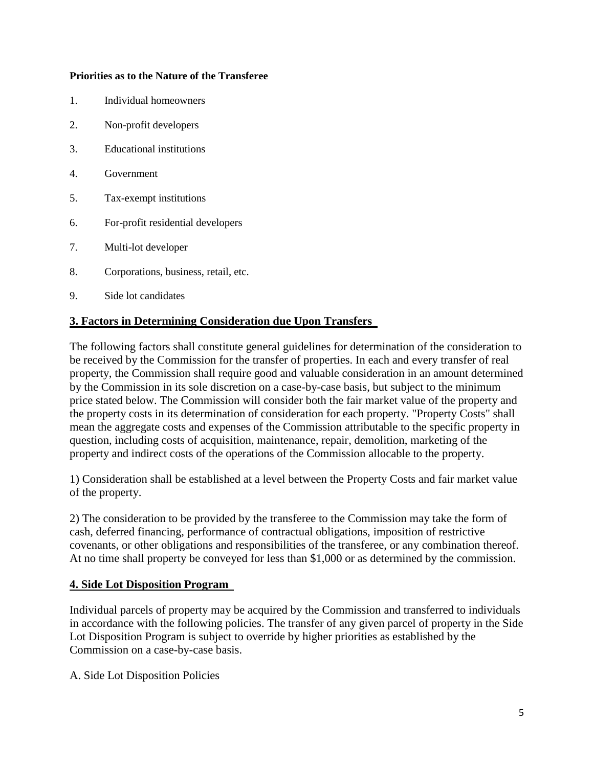**Priorities as to the Nature of the Transferee**

1. Individual homeowners
2. Non-profit developers
3. Educational institutions
4. Government
5. Tax-exempt institutions
6. For-profit residential developers
7. Multi-lot developer
8. Corporations, business, retail, etc.
9. Side lot candidates

## **3. Factors in Determining Consideration due Upon Transfers**

The following factors shall constitute general guidelines for determination of the consideration to be received by the Commission for the transfer of properties. In each and every transfer of real property, the Commission shall require good and valuable consideration in an amount determined by the Commission in its sole discretion on a case-by-case basis, but subject to the minimum price stated below. The Commission will consider both the fair market value of the property and the property costs in its determination of consideration for each property. "Property Costs" shall mean the aggregate costs and expenses of the Commission attributable to the specific property in question, including costs of acquisition, maintenance, repair, demolition, marketing of the property and indirect costs of the operations of the Commission allocable to the property.

1) Consideration shall be established at a level between the Property Costs and fair market value of the property.

2) The consideration to be provided by the transferee to the Commission may take the form of cash, deferred financing, performance of contractual obligations, imposition of restrictive covenants, or other obligations and responsibilities of the transferee, or any combination thereof. At no time shall property be conveyed for less than $1,000 or as determined by the commission.

## **4. Side Lot Disposition Program**

Individual parcels of property may be acquired by the Commission and transferred to individuals in accordance with the following policies. The transfer of any given parcel of property in the Side Lot Disposition Program is subject to override by higher priorities as established by the Commission on a case-by-case basis.

A. Side Lot Disposition Policies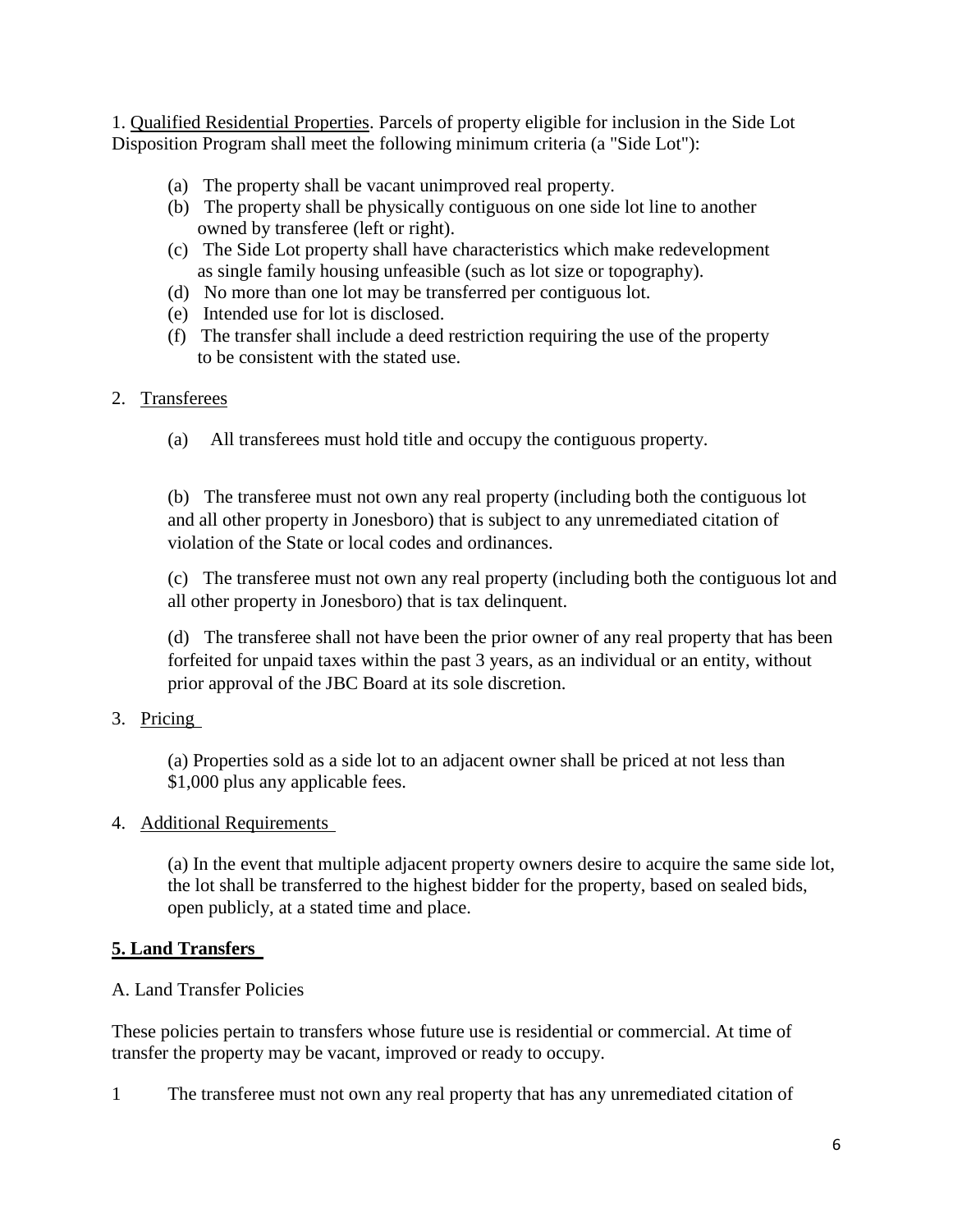1. Qualified Residential Properties. Parcels of property eligible for inclusion in the Side Lot Disposition Program shall meet the following minimum criteria (a "Side Lot"):

- (a) The property shall be vacant unimproved real property.
- (b) The property shall be physically contiguous on one side lot line to another owned by transferee (left or right).
- (c) The Side Lot property shall have characteristics which make redevelopment as single family housing unfeasible (such as lot size or topography).
- (d) No more than one lot may be transferred per contiguous lot.
- (e) Intended use for lot is disclosed.
- (f) The transfer shall include a deed restriction requiring the use of the property to be consistent with the stated use.

2. Transferees

(a) All transferees must hold title and occupy the contiguous property.

(b) The transferee must not own any real property (including both the contiguous lot and all other property in Jonesboro) that is subject to any unremediated citation of violation of the State or local codes and ordinances.

(c) The transferee must not own any real property (including both the contiguous lot and all other property in Jonesboro) that is tax delinquent.

(d) The transferee shall not have been the prior owner of any real property that has been forfeited for unpaid taxes within the past 3 years, as an individual or an entity, without prior approval of the JBC Board at its sole discretion.

3. Pricing

(a) Properties sold as a side lot to an adjacent owner shall be priced at not less than $1,000 plus any applicable fees.

4. Additional Requirements

(a) In the event that multiple adjacent property owners desire to acquire the same side lot, the lot shall be transferred to the highest bidder for the property, based on sealed bids, open publicly, at a stated time and place.

**5. Land Transfers**

A. Land Transfer Policies

These policies pertain to transfers whose future use is residential or commercial. At time of transfer the property may be vacant, improved or ready to occupy.

1 The transferee must not own any real property that has any unremediated citation of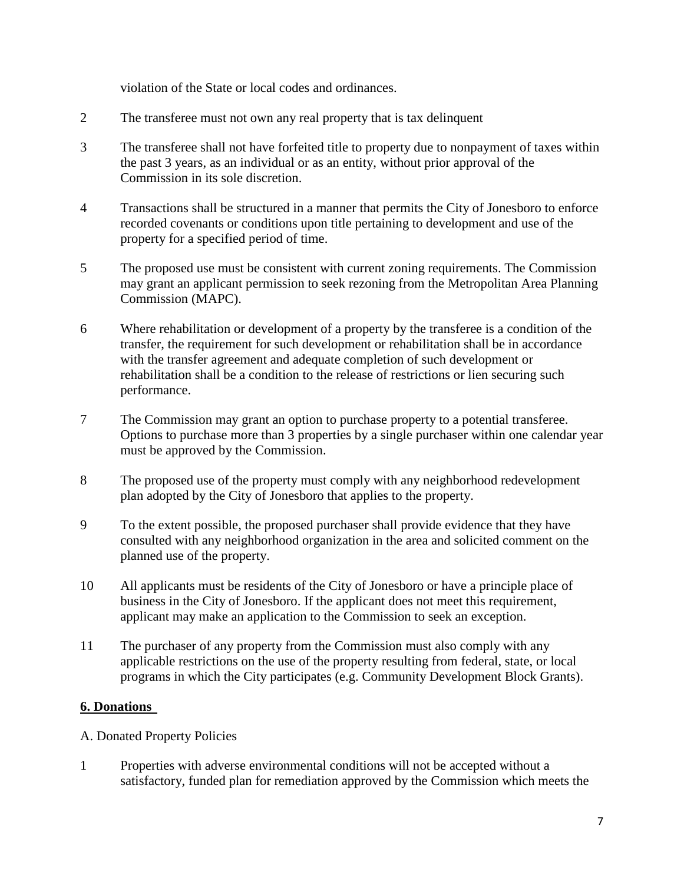violation of the State or local codes and ordinances.

2 The transferee must not own any real property that is tax delinquent

3 The transferee shall not have forfeited title to property due to nonpayment of taxes within the past 3 years, as an individual or as an entity, without prior approval of the Commission in its sole discretion.

4 Transactions shall be structured in a manner that permits the City of Jonesboro to enforce recorded covenants or conditions upon title pertaining to development and use of the property for a specified period of time.

5 The proposed use must be consistent with current zoning requirements. The Commission may grant an applicant permission to seek rezoning from the Metropolitan Area Planning Commission (MAPC).

6 Where rehabilitation or development of a property by the transferee is a condition of the transfer, the requirement for such development or rehabilitation shall be in accordance with the transfer agreement and adequate completion of such development or rehabilitation shall be a condition to the release of restrictions or lien securing such performance.

7 The Commission may grant an option to purchase property to a potential transferee. Options to purchase more than 3 properties by a single purchaser within one calendar year must be approved by the Commission.

8 The proposed use of the property must comply with any neighborhood redevelopment plan adopted by the City of Jonesboro that applies to the property.

9 To the extent possible, the proposed purchaser shall provide evidence that they have consulted with any neighborhood organization in the area and solicited comment on the planned use of the property.

10 All applicants must be residents of the City of Jonesboro or have a principle place of business in the City of Jonesboro. If the applicant does not meet this requirement, applicant may make an application to the Commission to seek an exception.

11 The purchaser of any property from the Commission must also comply with any applicable restrictions on the use of the property resulting from federal, state, or local programs in which the City participates (e.g. Community Development Block Grants).

## 6. Donations

A. Donated Property Policies

1 Properties with adverse environmental conditions will not be accepted without a satisfactory, funded plan for remediation approved by the Commission which meets the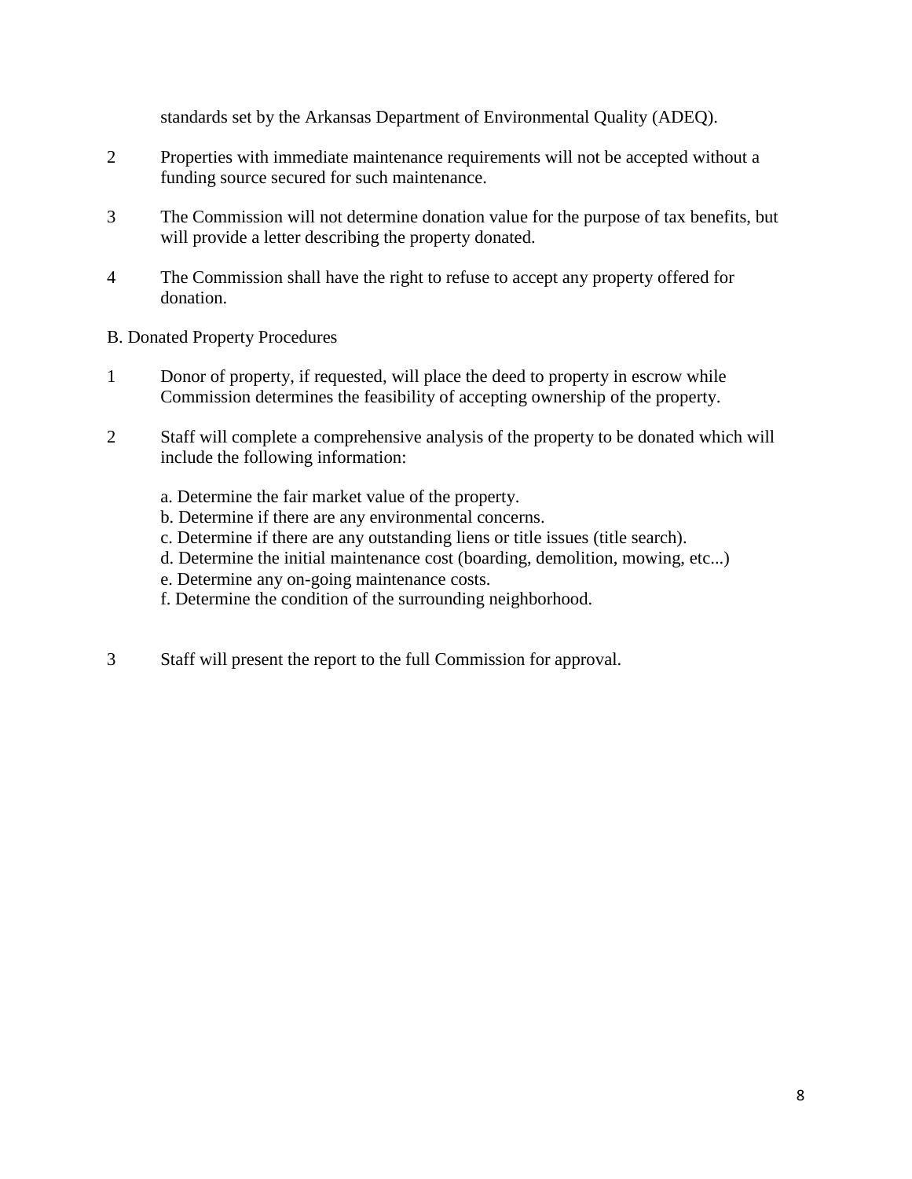standards set by the Arkansas Department of Environmental Quality (ADEQ).

2 Properties with immediate maintenance requirements will not be accepted without a funding source secured for such maintenance.

3 The Commission will not determine donation value for the purpose of tax benefits, but will provide a letter describing the property donated.

4 The Commission shall have the right to refuse to accept any property offered for donation.

B. Donated Property Procedures

1 Donor of property, if requested, will place the deed to property in escrow while Commission determines the feasibility of accepting ownership of the property.

2 Staff will complete a comprehensive analysis of the property to be donated which will include the following information:

   a. Determine the fair market value of the property.
   b. Determine if there are any environmental concerns.
   c. Determine if there are any outstanding liens or title issues (title search).
   d. Determine the initial maintenance cost (boarding, demolition, mowing, etc...)
   e. Determine any on-going maintenance costs.
   f. Determine the condition of the surrounding neighborhood.

3 Staff will present the report to the full Commission for approval.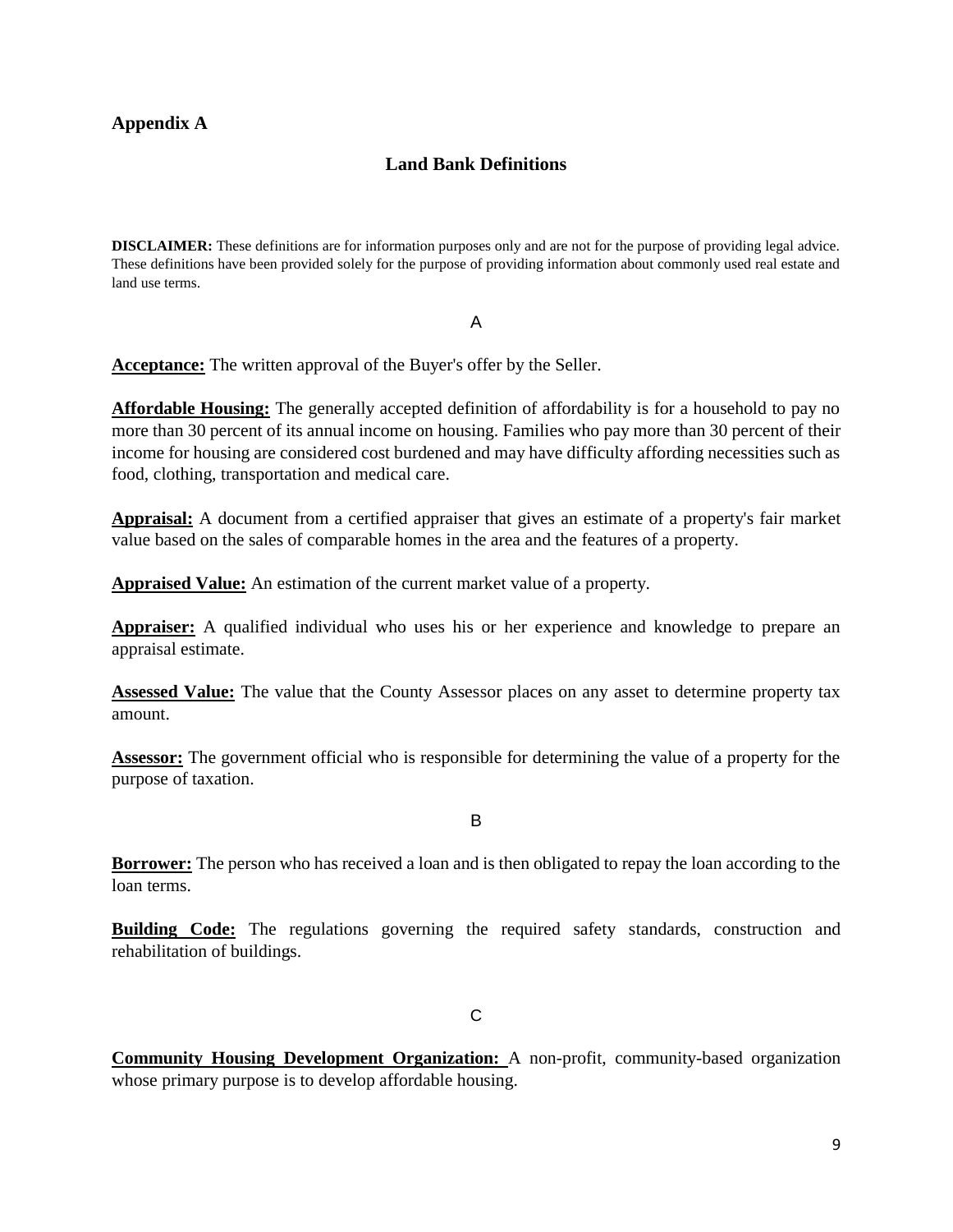## Appendix A

### Land Bank Definitions

**DISCLAIMER:** These definitions are for information purposes only and are not for the purpose of providing legal advice. These definitions have been provided solely for the purpose of providing information about commonly used real estate and land use terms.

A

**Acceptance:** The written approval of the Buyer's offer by the Seller.

**Affordable Housing:** The generally accepted definition of affordability is for a household to pay no more than 30 percent of its annual income on housing. Families who pay more than 30 percent of their income for housing are considered cost burdened and may have difficulty affording necessities such as food, clothing, transportation and medical care.

**Appraisal:** A document from a certified appraiser that gives an estimate of a property's fair market value based on the sales of comparable homes in the area and the features of a property.

**Appraised Value:** An estimation of the current market value of a property.

**Appraiser:** A qualified individual who uses his or her experience and knowledge to prepare an appraisal estimate.

**Assessed Value:** The value that the County Assessor places on any asset to determine property tax amount.

**Assessor:** The government official who is responsible for determining the value of a property for the purpose of taxation.

B

**Borrower:** The person who has received a loan and is then obligated to repay the loan according to the loan terms.

**Building Code:** The regulations governing the required safety standards, construction and rehabilitation of buildings.

C

**Community Housing Development Organization:** A non-profit, community-based organization whose primary purpose is to develop affordable housing.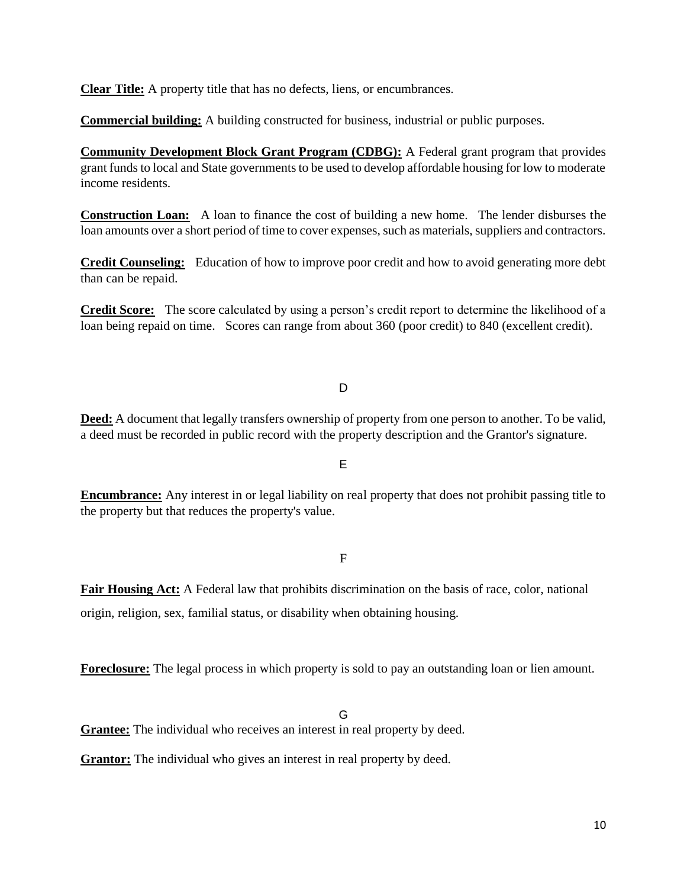**Clear Title:** A property title that has no defects, liens, or encumbrances.

**Commercial building:** A building constructed for business, industrial or public purposes.

**Community Development Block Grant Program (CDBG):** A Federal grant program that provides grant funds to local and State governments to be used to develop affordable housing for low to moderate income residents.

**Construction Loan:** A loan to finance the cost of building a new home. The lender disburses the loan amounts over a short period of time to cover expenses, such as materials, suppliers and contractors.

**Credit Counseling:** Education of how to improve poor credit and how to avoid generating more debt than can be repaid.

**Credit Score:** The score calculated by using a person's credit report to determine the likelihood of a loan being repaid on time. Scores can range from about 360 (poor credit) to 840 (excellent credit).

D

**Deed:** A document that legally transfers ownership of property from one person to another. To be valid, a deed must be recorded in public record with the property description and the Grantor's signature.

E

**Encumbrance:** Any interest in or legal liability on real property that does not prohibit passing title to the property but that reduces the property's value.

F

**Fair Housing Act:** A Federal law that prohibits discrimination on the basis of race, color, national origin, religion, sex, familial status, or disability when obtaining housing.

**Foreclosure:** The legal process in which property is sold to pay an outstanding loan or lien amount.

G

**Grantee:** The individual who receives an interest in real property by deed.

**Grantor:** The individual who gives an interest in real property by deed.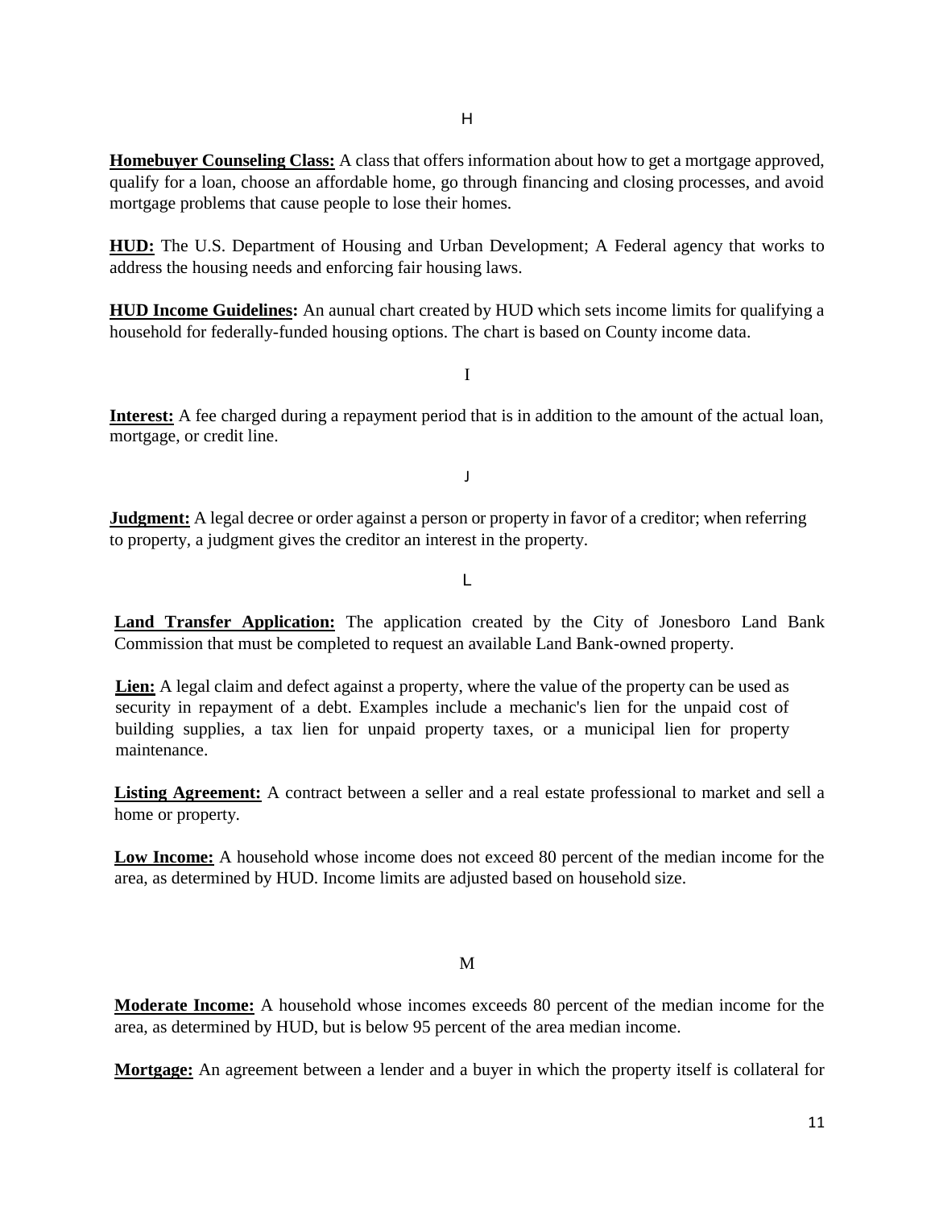### H

**Homebuyer Counseling Class:** A class that offers information about how to get a mortgage approved, qualify for a loan, choose an affordable home, go through financing and closing processes, and avoid mortgage problems that cause people to lose their homes.

**HUD:** The U.S. Department of Housing and Urban Development; A Federal agency that works to address the housing needs and enforcing fair housing laws.

**HUD Income Guidelines:** An aunual chart created by HUD which sets income limits for qualifying a household for federally-funded housing options. The chart is based on County income data.

### I

**Interest:** A fee charged during a repayment period that is in addition to the amount of the actual loan, mortgage, or credit line.

### J

**Judgment:** A legal decree or order against a person or property in favor of a creditor; when referring to property, a judgment gives the creditor an interest in the property.

### L

**Land Transfer Application:** The application created by the City of Jonesboro Land Bank Commission that must be completed to request an available Land Bank-owned property.

**Lien:** A legal claim and defect against a property, where the value of the property can be used as security in repayment of a debt. Examples include a mechanic's lien for the unpaid cost of building supplies, a tax lien for unpaid property taxes, or a municipal lien for property maintenance.

**Listing Agreement:** A contract between a seller and a real estate professional to market and sell a home or property.

**Low Income:** A household whose income does not exceed 80 percent of the median income for the area, as determined by HUD. Income limits are adjusted based on household size.

### M

**Moderate Income:** A household whose incomes exceeds 80 percent of the median income for the area, as determined by HUD, but is below 95 percent of the area median income.

**Mortgage:** An agreement between a lender and a buyer in which the property itself is collateral for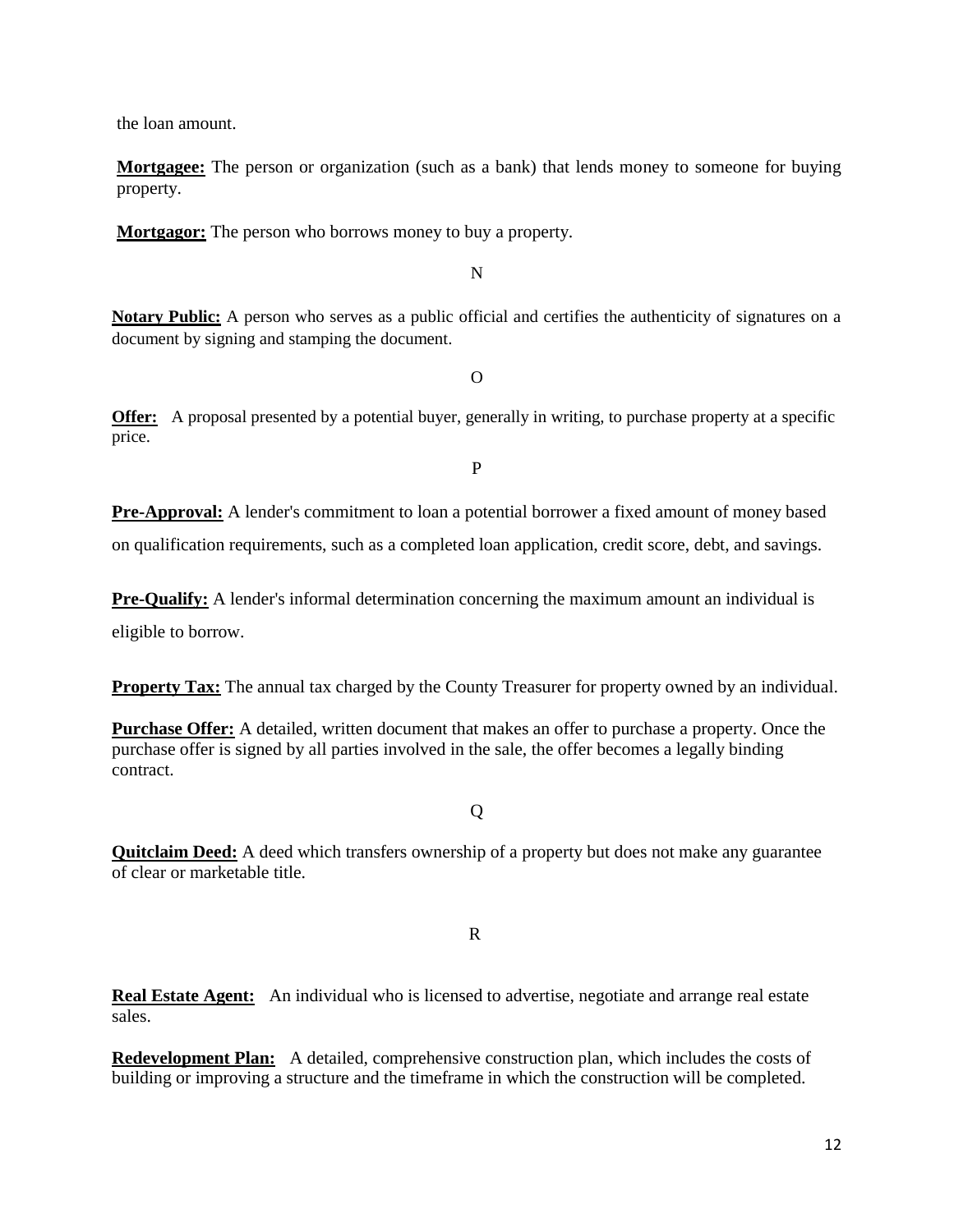the loan amount.

**Mortgagee:** The person or organization (such as a bank) that lends money to someone for buying property.

**Mortgagor:** The person who borrows money to buy a property.

N

**Notary Public:** A person who serves as a public official and certifies the authenticity of signatures on a document by signing and stamping the document.

O

**Offer:** A proposal presented by a potential buyer, generally in writing, to purchase property at a specific price.

P

**Pre-Approval:** A lender's commitment to loan a potential borrower a fixed amount of money based on qualification requirements, such as a completed loan application, credit score, debt, and savings.

**Pre-Qualify:** A lender's informal determination concerning the maximum amount an individual is eligible to borrow.

**Property Tax:** The annual tax charged by the County Treasurer for property owned by an individual.

**Purchase Offer:** A detailed, written document that makes an offer to purchase a property. Once the purchase offer is signed by all parties involved in the sale, the offer becomes a legally binding contract.

Q

**Quitclaim Deed:** A deed which transfers ownership of a property but does not make any guarantee of clear or marketable title.

R

**Real Estate Agent:** An individual who is licensed to advertise, negotiate and arrange real estate sales.

**Redevelopment Plan:** A detailed, comprehensive construction plan, which includes the costs of building or improving a structure and the timeframe in which the construction will be completed.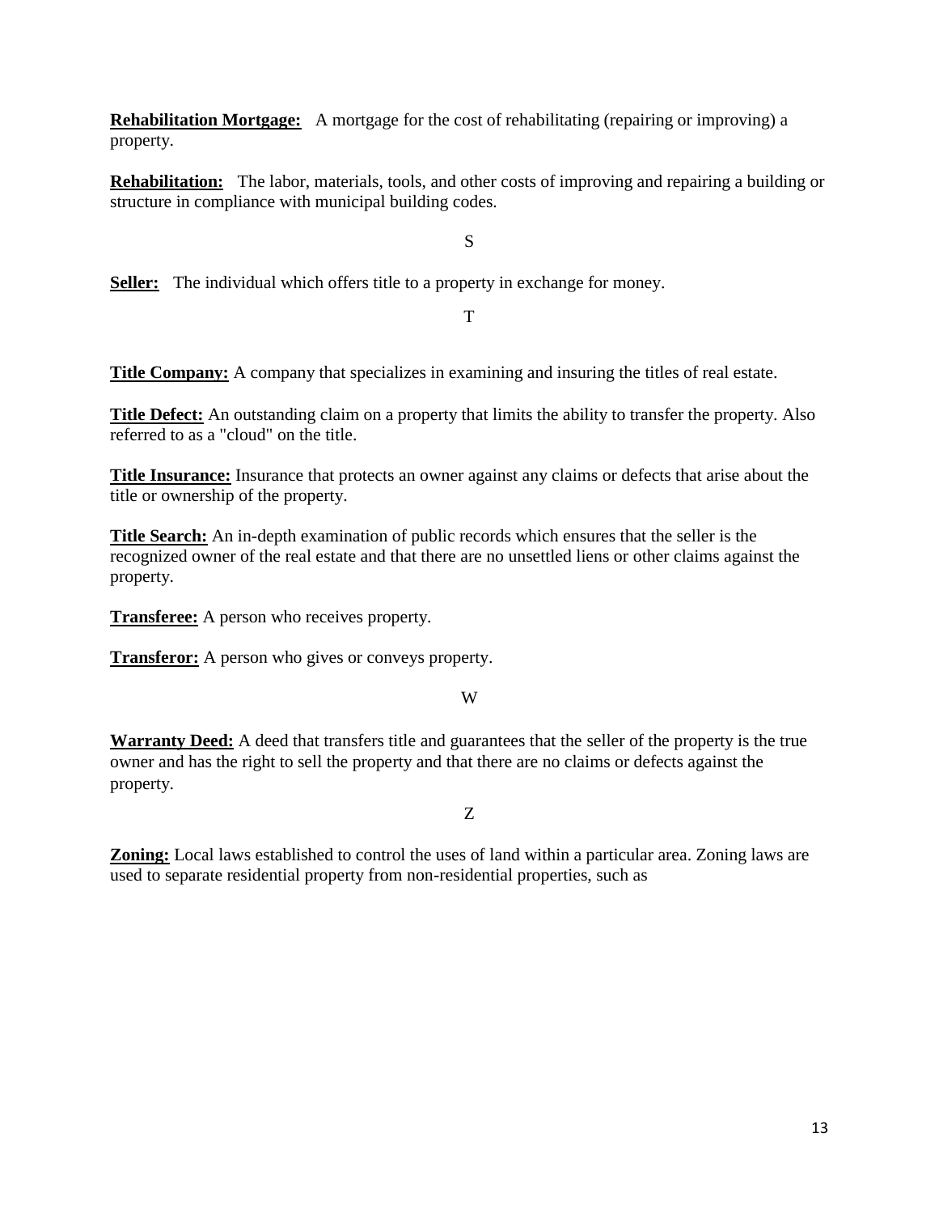**Rehabilitation Mortgage:** A mortgage for the cost of rehabilitating (repairing or improving) a property.

**Rehabilitation:** The labor, materials, tools, and other costs of improving and repairing a building or structure in compliance with municipal building codes.

S

**Seller:** The individual which offers title to a property in exchange for money.

T

**Title Company:** A company that specializes in examining and insuring the titles of real estate.

**Title Defect:** An outstanding claim on a property that limits the ability to transfer the property. Also referred to as a "cloud" on the title.

**Title Insurance:** Insurance that protects an owner against any claims or defects that arise about the title or ownership of the property.

**Title Search:** An in-depth examination of public records which ensures that the seller is the recognized owner of the real estate and that there are no unsettled liens or other claims against the property.

**Transferee:** A person who receives property.

**Transferor:** A person who gives or conveys property.

W

**Warranty Deed:** A deed that transfers title and guarantees that the seller of the property is the true owner and has the right to sell the property and that there are no claims or defects against the property.

Z

**Zoning:** Local laws established to control the uses of land within a particular area. Zoning laws are used to separate residential property from non-residential properties, such as